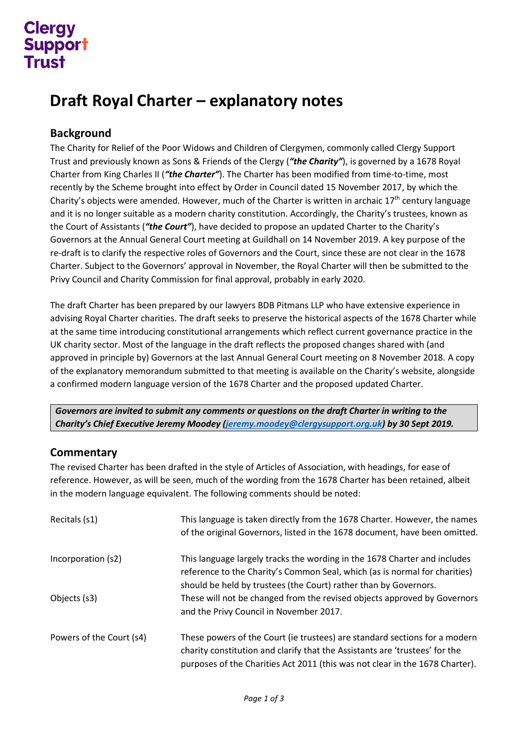Clergy Support Trust

# Draft Royal Charter – explanatory notes

## Background

The Charity for Relief of the Poor Widows and Children of Clergymen, commonly called Clergy Support Trust and previously known as Sons & Friends of the Clergy (***"the Charity"***), is governed by a 1678 Royal Charter from King Charles II (***"the Charter"***). The Charter has been modified from time-to-time, most recently by the Scheme brought into effect by Order in Council dated 15 November 2017, by which the Charity's objects were amended. However, much of the Charter is written in archaic 17th century language and it is no longer suitable as a modern charity constitution. Accordingly, the Charity's trustees, known as the Court of Assistants (***"the Court"***), have decided to propose an updated Charter to the Charity's Governors at the Annual General Court meeting at Guildhall on 14 November 2019. A key purpose of the re-draft is to clarify the respective roles of Governors and the Court, since these are not clear in the 1678 Charter. Subject to the Governors' approval in November, the Royal Charter will then be submitted to the Privy Council and Charity Commission for final approval, probably in early 2020.

The draft Charter has been prepared by our lawyers BDB Pitmans LLP who have extensive experience in advising Royal Charter charities. The draft seeks to preserve the historical aspects of the 1678 Charter while at the same time introducing constitutional arrangements which reflect current governance practice in the UK charity sector. Most of the language in the draft reflects the proposed changes shared with (and approved in principle by) Governors at the last Annual General Court meeting on 8 November 2018. A copy of the explanatory memorandum submitted to that meeting is available on the Charity's website, alongside a confirmed modern language version of the 1678 Charter and the proposed updated Charter.

> ***Governors are invited to submit any comments or questions on the draft Charter in writing to the Charity's Chief Executive Jeremy Moodey (jeremy.moodey@clergysupport.org.uk) by 30 Sept 2019.***

## Commentary

The revised Charter has been drafted in the style of Articles of Association, with headings, for ease of reference. However, as will be seen, much of the wording from the 1678 Charter has been retained, albeit in the modern language equivalent. The following comments should be noted:

| | |
|---|---|
| Recitals (s1) | This language is taken directly from the 1678 Charter. However, the names of the original Governors, listed in the 1678 document, have been omitted. |
| Incorporation (s2) | This language largely tracks the wording in the 1678 Charter and includes reference to the Charity's Common Seal, which (as is normal for charities) should be held by trustees (the Court) rather than by Governors. |
| Objects (s3) | These will not be changed from the revised objects approved by Governors and the Privy Council in November 2017. |
| Powers of the Court (s4) | These powers of the Court (ie trustees) are standard sections for a modern charity constitution and clarify that the Assistants are 'trustees' for the purposes of the Charities Act 2011 (this was not clear in the 1678 Charter). |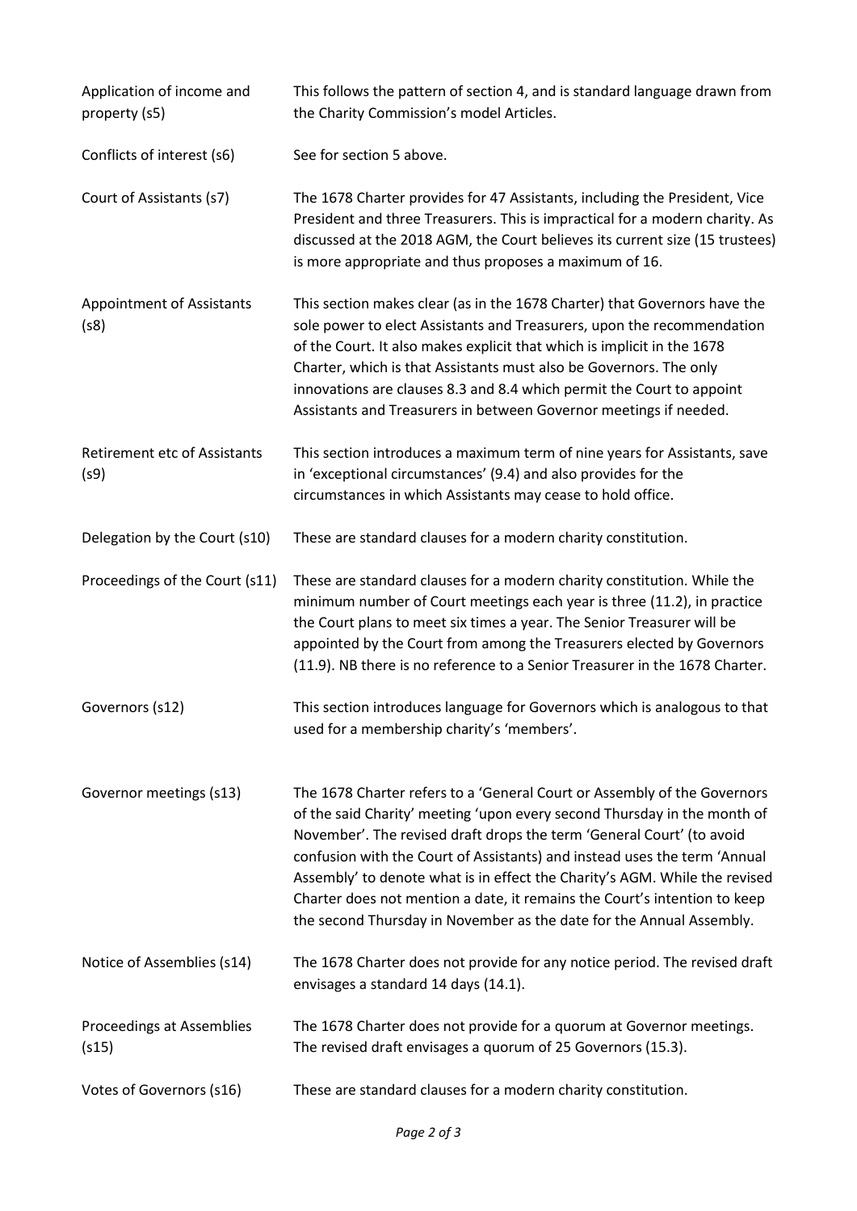| | |
|---|---|
| Application of income and property (s5) | This follows the pattern of section 4, and is standard language drawn from the Charity Commission's model Articles. |
| Conflicts of interest (s6) | See for section 5 above. |
| Court of Assistants (s7) | The 1678 Charter provides for 47 Assistants, including the President, Vice President and three Treasurers. This is impractical for a modern charity. As discussed at the 2018 AGM, the Court believes its current size (15 trustees) is more appropriate and thus proposes a maximum of 16. |
| Appointment of Assistants (s8) | This section makes clear (as in the 1678 Charter) that Governors have the sole power to elect Assistants and Treasurers, upon the recommendation of the Court. It also makes explicit that which is implicit in the 1678 Charter, which is that Assistants must also be Governors. The only innovations are clauses 8.3 and 8.4 which permit the Court to appoint Assistants and Treasurers in between Governor meetings if needed. |
| Retirement etc of Assistants (s9) | This section introduces a maximum term of nine years for Assistants, save in 'exceptional circumstances' (9.4) and also provides for the circumstances in which Assistants may cease to hold office. |
| Delegation by the Court (s10) | These are standard clauses for a modern charity constitution. |
| Proceedings of the Court (s11) | These are standard clauses for a modern charity constitution. While the minimum number of Court meetings each year is three (11.2), in practice the Court plans to meet six times a year. The Senior Treasurer will be appointed by the Court from among the Treasurers elected by Governors (11.9). NB there is no reference to a Senior Treasurer in the 1678 Charter. |
| Governors (s12) | This section introduces language for Governors which is analogous to that used for a membership charity's 'members'. |
| Governor meetings (s13) | The 1678 Charter refers to a 'General Court or Assembly of the Governors of the said Charity' meeting 'upon every second Thursday in the month of November'. The revised draft drops the term 'General Court' (to avoid confusion with the Court of Assistants) and instead uses the term 'Annual Assembly' to denote what is in effect the Charity's AGM. While the revised Charter does not mention a date, it remains the Court's intention to keep the second Thursday in November as the date for the Annual Assembly. |
| Notice of Assemblies (s14) | The 1678 Charter does not provide for any notice period. The revised draft envisages a standard 14 days (14.1). |
| Proceedings at Assemblies (s15) | The 1678 Charter does not provide for a quorum at Governor meetings. The revised draft envisages a quorum of 25 Governors (15.3). |
| Votes of Governors (s16) | These are standard clauses for a modern charity constitution. |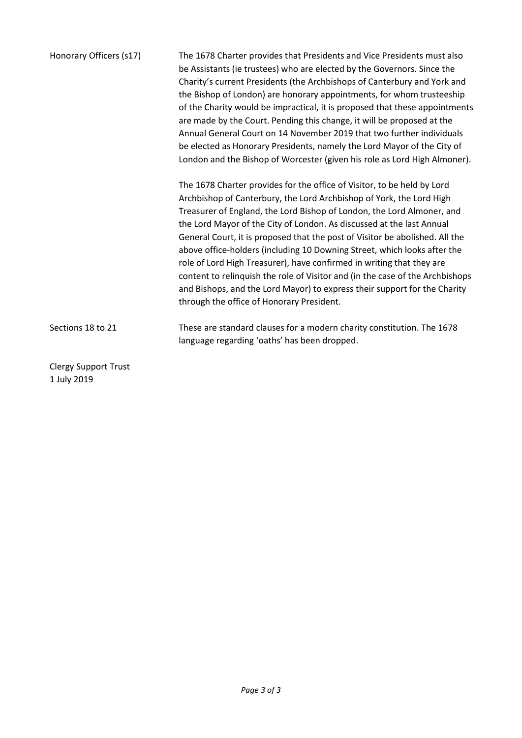| | |
|---|---|
| Honorary Officers (s17) | The 1678 Charter provides that Presidents and Vice Presidents must also be Assistants (ie trustees) who are elected by the Governors. Since the Charity's current Presidents (the Archbishops of Canterbury and York and the Bishop of London) are honorary appointments, for whom trusteeship of the Charity would be impractical, it is proposed that these appointments are made by the Court. Pending this change, it will be proposed at the Annual General Court on 14 November 2019 that two further individuals be elected as Honorary Presidents, namely the Lord Mayor of the City of London and the Bishop of Worcester (given his role as Lord High Almoner).<br><br>The 1678 Charter provides for the office of Visitor, to be held by Lord Archbishop of Canterbury, the Lord Archbishop of York, the Lord High Treasurer of England, the Lord Bishop of London, the Lord Almoner, and the Lord Mayor of the City of London. As discussed at the last Annual General Court, it is proposed that the post of Visitor be abolished. All the above office-holders (including 10 Downing Street, which looks after the role of Lord High Treasurer), have confirmed in writing that they are content to relinquish the role of Visitor and (in the case of the Archbishops and Bishops, and the Lord Mayor) to express their support for the Charity through the office of Honorary President. |
| Sections 18 to 21 | These are standard clauses for a modern charity constitution. The 1678 language regarding 'oaths' has been dropped. |

Clergy Support Trust
1 July 2019